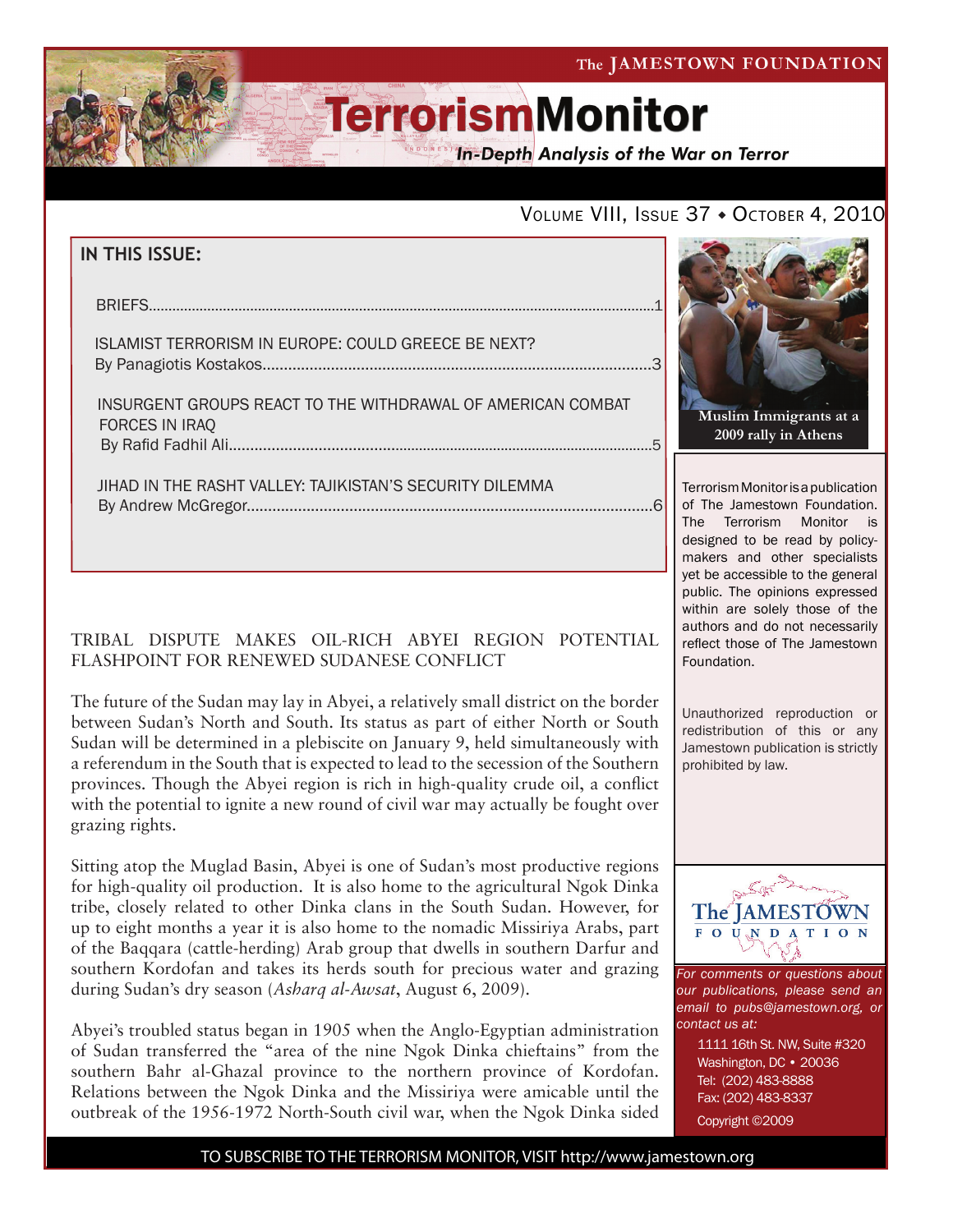The JAMESTOWN FOUNDATION

# TerrorismMonitor

*In-Depth Analysis of the War on Terror*

VOLUME VIII, ISSUE 37 ◆ OCTOBER 4, 2010

**IN THIS ISSUE:**

BRIEFS....................1

ISLAMIST TERRORISM IN EUROPE: COULD GREECE BE NEXT?
By Panagiotis Kostakos....................3

INSURGENT GROUPS REACT TO THE WITHDRAWAL OF AMERICAN COMBAT FORCES IN IRAQ
By Rafid Fadhil Ali....................5

JIHAD IN THE RASHT VALLEY: TAJIKISTAN'S SECURITY DILEMMA
By Andrew McGregor....................6

**Muslim Immigrants at a 2009 rally in Athens**

Terrorism Monitor is a publication of The Jamestown Foundation. The Terrorism Monitor is designed to be read by policy-makers and other specialists yet be accessible to the general public. The opinions expressed within are solely those of the authors and do not necessarily reflect those of The Jamestown Foundation.

Unauthorized reproduction or redistribution of this or any Jamestown publication is strictly prohibited by law.

## TRIBAL DISPUTE MAKES OIL-RICH ABYEI REGION POTENTIAL FLASHPOINT FOR RENEWED SUDANESE CONFLICT

The future of the Sudan may lay in Abyei, a relatively small district on the border between Sudan's North and South. Its status as part of either North or South Sudan will be determined in a plebiscite on January 9, held simultaneously with a referendum in the South that is expected to lead to the secession of the Southern provinces. Though the Abyei region is rich in high-quality crude oil, a conflict with the potential to ignite a new round of civil war may actually be fought over grazing rights.

Sitting atop the Muglad Basin, Abyei is one of Sudan's most productive regions for high-quality oil production. It is also home to the agricultural Ngok Dinka tribe, closely related to other Dinka clans in the South Sudan. However, for up to eight months a year it is also home to the nomadic Missiriya Arabs, part of the Baqqara (cattle-herding) Arab group that dwells in southern Darfur and southern Kordofan and takes its herds south for precious water and grazing during Sudan's dry season (*Asharq al-Awsat*, August 6, 2009).

Abyei's troubled status began in 1905 when the Anglo-Egyptian administration of Sudan transferred the "area of the nine Ngok Dinka chieftains" from the southern Bahr al-Ghazal province to the northern province of Kordofan. Relations between the Ngok Dinka and the Missiriya were amicable until the outbreak of the 1956-1972 North-South civil war, when the Ngok Dinka sided

The JAMESTOWN FOUNDATION

*For comments or questions about our publications, please send an email to pubs@jamestown.org, or contact us at:*

1111 16th St. NW, Suite #320
Washington, DC • 20036
Tel: (202) 483-8888
Fax: (202) 483-8337
Copyright ©2009

TO SUBSCRIBE TO THE TERRORISM MONITOR, VISIT http://www.jamestown.org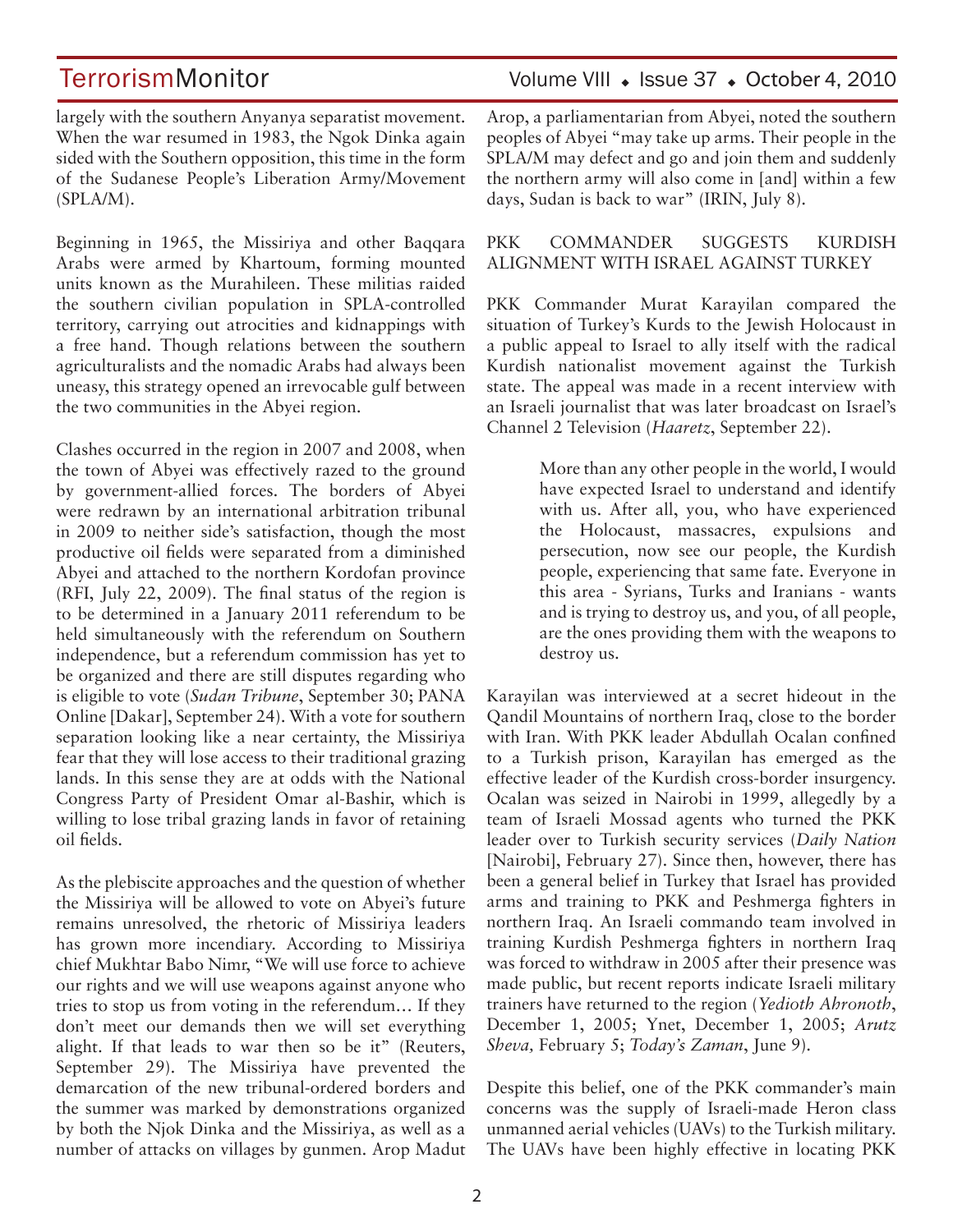largely with the southern Anyanya separatist movement. When the war resumed in 1983, the Ngok Dinka again sided with the Southern opposition, this time in the form of the Sudanese People's Liberation Army/Movement (SPLA/M).

Beginning in 1965, the Missiriya and other Baqqara Arabs were armed by Khartoum, forming mounted units known as the Murahileen. These militias raided the southern civilian population in SPLA-controlled territory, carrying out atrocities and kidnappings with a free hand. Though relations between the southern agriculturalists and the nomadic Arabs had always been uneasy, this strategy opened an irrevocable gulf between the two communities in the Abyei region.

Clashes occurred in the region in 2007 and 2008, when the town of Abyei was effectively razed to the ground by government-allied forces. The borders of Abyei were redrawn by an international arbitration tribunal in 2009 to neither side's satisfaction, though the most productive oil fields were separated from a diminished Abyei and attached to the northern Kordofan province (RFI, July 22, 2009). The final status of the region is to be determined in a January 2011 referendum to be held simultaneously with the referendum on Southern independence, but a referendum commission has yet to be organized and there are still disputes regarding who is eligible to vote (*Sudan Tribune*, September 30; PANA Online [Dakar], September 24). With a vote for southern separation looking like a near certainty, the Missiriya fear that they will lose access to their traditional grazing lands. In this sense they are at odds with the National Congress Party of President Omar al-Bashir, which is willing to lose tribal grazing lands in favor of retaining oil fields.

As the plebiscite approaches and the question of whether the Missiriya will be allowed to vote on Abyei's future remains unresolved, the rhetoric of Missiriya leaders has grown more incendiary. According to Missiriya chief Mukhtar Babo Nimr, "We will use force to achieve our rights and we will use weapons against anyone who tries to stop us from voting in the referendum… If they don't meet our demands then we will set everything alight. If that leads to war then so be it" (Reuters, September 29). The Missiriya have prevented the demarcation of the new tribunal-ordered borders and the summer was marked by demonstrations organized by both the Njok Dinka and the Missiriya, as well as a number of attacks on villages by gunmen. Arop Madut Arop, a parliamentarian from Abyei, noted the southern peoples of Abyei "may take up arms. Their people in the SPLA/M may defect and go and join them and suddenly the northern army will also come in [and] within a few days, Sudan is back to war" (IRIN, July 8).

## PKK COMMANDER SUGGESTS KURDISH ALIGNMENT WITH ISRAEL AGAINST TURKEY

PKK Commander Murat Karayilan compared the situation of Turkey's Kurds to the Jewish Holocaust in a public appeal to Israel to ally itself with the radical Kurdish nationalist movement against the Turkish state. The appeal was made in a recent interview with an Israeli journalist that was later broadcast on Israel's Channel 2 Television (*Haaretz*, September 22).

> More than any other people in the world, I would have expected Israel to understand and identify with us. After all, you, who have experienced the Holocaust, massacres, expulsions and persecution, now see our people, the Kurdish people, experiencing that same fate. Everyone in this area - Syrians, Turks and Iranians - wants and is trying to destroy us, and you, of all people, are the ones providing them with the weapons to destroy us.

Karayilan was interviewed at a secret hideout in the Qandil Mountains of northern Iraq, close to the border with Iran. With PKK leader Abdullah Ocalan confined to a Turkish prison, Karayilan has emerged as the effective leader of the Kurdish cross-border insurgency. Ocalan was seized in Nairobi in 1999, allegedly by a team of Israeli Mossad agents who turned the PKK leader over to Turkish security services (*Daily Nation* [Nairobi], February 27). Since then, however, there has been a general belief in Turkey that Israel has provided arms and training to PKK and Peshmerga fighters in northern Iraq. An Israeli commando team involved in training Kurdish Peshmerga fighters in northern Iraq was forced to withdraw in 2005 after their presence was made public, but recent reports indicate Israeli military trainers have returned to the region (*Yedioth Ahronoth*, December 1, 2005; Ynet, December 1, 2005; *Arutz Sheva,* February 5; *Today's Zaman*, June 9).

Despite this belief, one of the PKK commander's main concerns was the supply of Israeli-made Heron class unmanned aerial vehicles (UAVs) to the Turkish military. The UAVs have been highly effective in locating PKK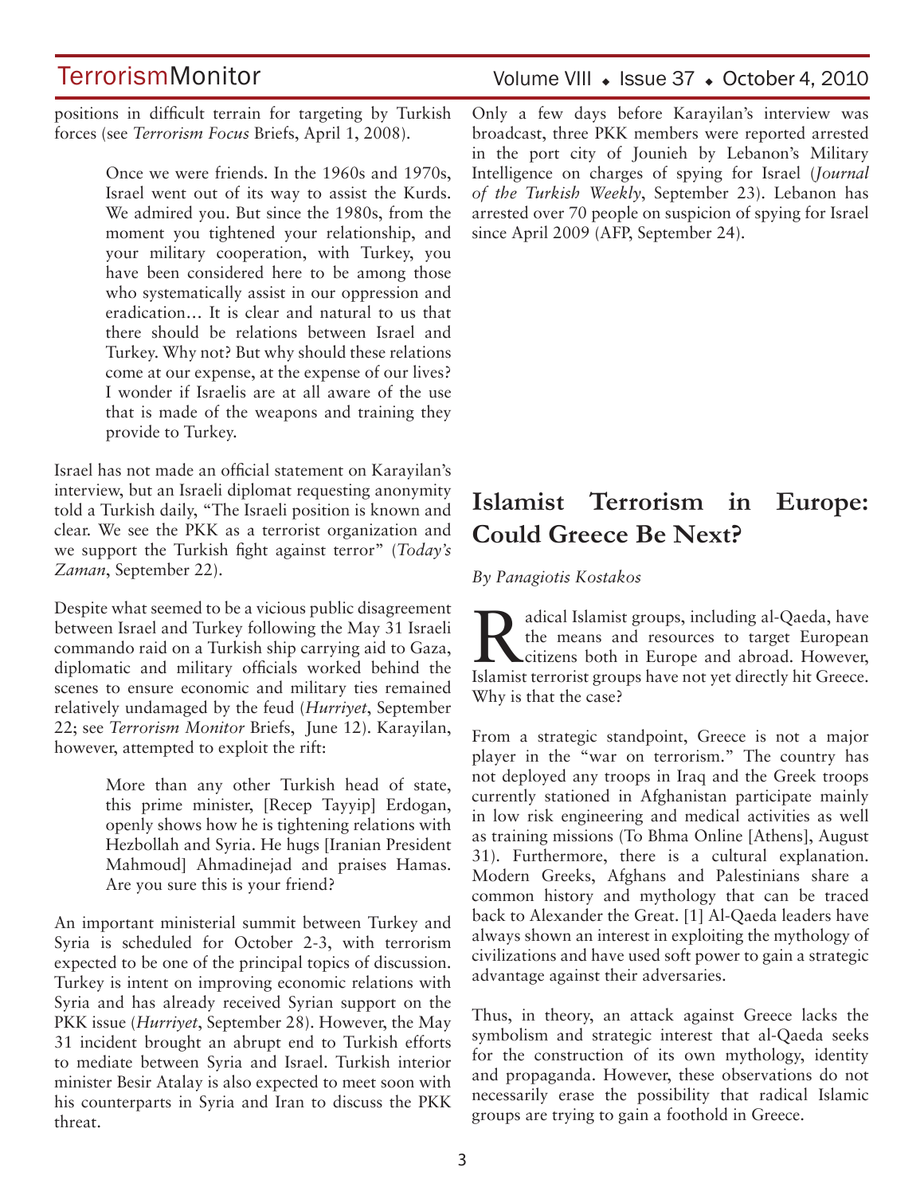positions in difficult terrain for targeting by Turkish forces (see *Terrorism Focus* Briefs, April 1, 2008).

> Once we were friends. In the 1960s and 1970s, Israel went out of its way to assist the Kurds. We admired you. But since the 1980s, from the moment you tightened your relationship, and your military cooperation, with Turkey, you have been considered here to be among those who systematically assist in our oppression and eradication… It is clear and natural to us that there should be relations between Israel and Turkey. Why not? But why should these relations come at our expense, at the expense of our lives? I wonder if Israelis are at all aware of the use that is made of the weapons and training they provide to Turkey.

Israel has not made an official statement on Karayilan's interview, but an Israeli diplomat requesting anonymity told a Turkish daily, "The Israeli position is known and clear. We see the PKK as a terrorist organization and we support the Turkish fight against terror" (*Today's Zaman*, September 22).

Despite what seemed to be a vicious public disagreement between Israel and Turkey following the May 31 Israeli commando raid on a Turkish ship carrying aid to Gaza, diplomatic and military officials worked behind the scenes to ensure economic and military ties remained relatively undamaged by the feud (*Hurriyet*, September 22; see *Terrorism Monitor* Briefs, June 12). Karayilan, however, attempted to exploit the rift:

> More than any other Turkish head of state, this prime minister, [Recep Tayyip] Erdogan, openly shows how he is tightening relations with Hezbollah and Syria. He hugs [Iranian President Mahmoud] Ahmadinejad and praises Hamas. Are you sure this is your friend?

An important ministerial summit between Turkey and Syria is scheduled for October 2-3, with terrorism expected to be one of the principal topics of discussion. Turkey is intent on improving economic relations with Syria and has already received Syrian support on the PKK issue (*Hurriyet*, September 28). However, the May 31 incident brought an abrupt end to Turkish efforts to mediate between Syria and Israel. Turkish interior minister Besir Atalay is also expected to meet soon with his counterparts in Syria and Iran to discuss the PKK threat.

Only a few days before Karayilan's interview was broadcast, three PKK members were reported arrested in the port city of Jounieh by Lebanon's Military Intelligence on charges of spying for Israel (*Journal of the Turkish Weekly*, September 23). Lebanon has arrested over 70 people on suspicion of spying for Israel since April 2009 (AFP, September 24).

# Islamist Terrorism in Europe: Could Greece Be Next?

*By Panagiotis Kostakos*

Radical Islamist groups, including al-Qaeda, have the means and resources to target European citizens both in Europe and abroad. However, Islamist terrorist groups have not yet directly hit Greece. Why is that the case?

From a strategic standpoint, Greece is not a major player in the "war on terrorism." The country has not deployed any troops in Iraq and the Greek troops currently stationed in Afghanistan participate mainly in low risk engineering and medical activities as well as training missions (To Bhma Online [Athens], August 31). Furthermore, there is a cultural explanation. Modern Greeks, Afghans and Palestinians share a common history and mythology that can be traced back to Alexander the Great. [1] Al-Qaeda leaders have always shown an interest in exploiting the mythology of civilizations and have used soft power to gain a strategic advantage against their adversaries.

Thus, in theory, an attack against Greece lacks the symbolism and strategic interest that al-Qaeda seeks for the construction of its own mythology, identity and propaganda. However, these observations do not necessarily erase the possibility that radical Islamic groups are trying to gain a foothold in Greece.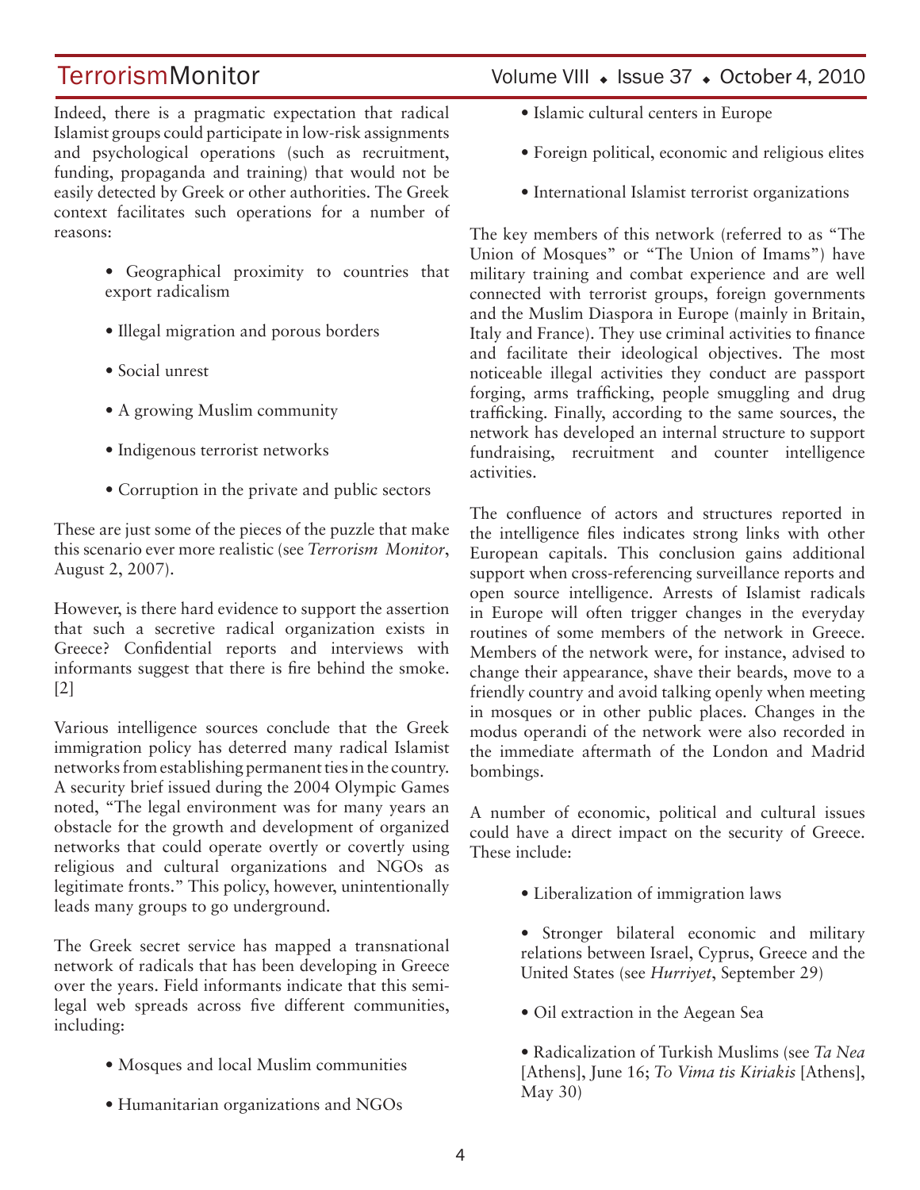Indeed, there is a pragmatic expectation that radical Islamist groups could participate in low-risk assignments and psychological operations (such as recruitment, funding, propaganda and training) that would not be easily detected by Greek or other authorities. The Greek context facilitates such operations for a number of reasons:

- Geographical proximity to countries that export radicalism
- Illegal migration and porous borders
- Social unrest
- A growing Muslim community
- Indigenous terrorist networks
- Corruption in the private and public sectors

These are just some of the pieces of the puzzle that make this scenario ever more realistic (see *Terrorism Monitor*, August 2, 2007).

However, is there hard evidence to support the assertion that such a secretive radical organization exists in Greece? Confidential reports and interviews with informants suggest that there is fire behind the smoke. [2]

Various intelligence sources conclude that the Greek immigration policy has deterred many radical Islamist networks from establishing permanent ties in the country. A security brief issued during the 2004 Olympic Games noted, "The legal environment was for many years an obstacle for the growth and development of organized networks that could operate overtly or covertly using religious and cultural organizations and NGOs as legitimate fronts." This policy, however, unintentionally leads many groups to go underground.

The Greek secret service has mapped a transnational network of radicals that has been developing in Greece over the years. Field informants indicate that this semi-legal web spreads across five different communities, including:

- Mosques and local Muslim communities
- Humanitarian organizations and NGOs
- Islamic cultural centers in Europe
- Foreign political, economic and religious elites
- International Islamist terrorist organizations

The key members of this network (referred to as "The Union of Mosques" or "The Union of Imams") have military training and combat experience and are well connected with terrorist groups, foreign governments and the Muslim Diaspora in Europe (mainly in Britain, Italy and France). They use criminal activities to finance and facilitate their ideological objectives. The most noticeable illegal activities they conduct are passport forging, arms trafficking, people smuggling and drug trafficking. Finally, according to the same sources, the network has developed an internal structure to support fundraising, recruitment and counter intelligence activities.

The confluence of actors and structures reported in the intelligence files indicates strong links with other European capitals. This conclusion gains additional support when cross-referencing surveillance reports and open source intelligence. Arrests of Islamist radicals in Europe will often trigger changes in the everyday routines of some members of the network in Greece. Members of the network were, for instance, advised to change their appearance, shave their beards, move to a friendly country and avoid talking openly when meeting in mosques or in other public places. Changes in the modus operandi of the network were also recorded in the immediate aftermath of the London and Madrid bombings.

A number of economic, political and cultural issues could have a direct impact on the security of Greece. These include:

- Liberalization of immigration laws
- Stronger bilateral economic and military relations between Israel, Cyprus, Greece and the United States (see *Hurriyet*, September 29)
- Oil extraction in the Aegean Sea
- Radicalization of Turkish Muslims (see *Ta Nea* [Athens], June 16; *To Vima tis Kiriakis* [Athens], May 30)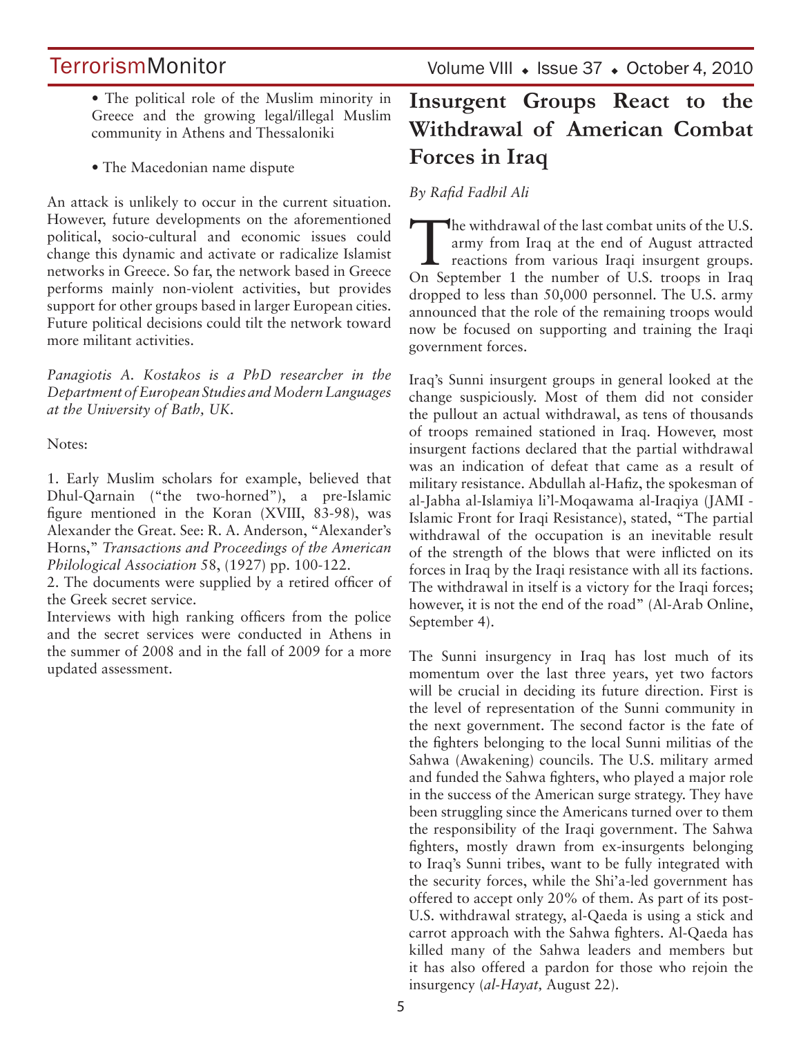- The political role of the Muslim minority in Greece and the growing legal/illegal Muslim community in Athens and Thessaloniki

- The Macedonian name dispute

An attack is unlikely to occur in the current situation. However, future developments on the aforementioned political, socio-cultural and economic issues could change this dynamic and activate or radicalize Islamist networks in Greece. So far, the network based in Greece performs mainly non-violent activities, but provides support for other groups based in larger European cities. Future political decisions could tilt the network toward more militant activities.

*Panagiotis A. Kostakos is a PhD researcher in the Department of European Studies and Modern Languages at the University of Bath, UK.*

Notes:

1. Early Muslim scholars for example, believed that Dhul-Qarnain ("the two-horned"), a pre-Islamic figure mentioned in the Koran (XVIII, 83-98), was Alexander the Great. See: R. A. Anderson, "Alexander's Horns," *Transactions and Proceedings of the American Philological Association* 58, (1927) pp. 100-122.
2. The documents were supplied by a retired officer of the Greek secret service.

Interviews with high ranking officers from the police and the secret services were conducted in Athens in the summer of 2008 and in the fall of 2009 for a more updated assessment.

# Insurgent Groups React to the Withdrawal of American Combat Forces in Iraq

*By Rafid Fadhil Ali*

The withdrawal of the last combat units of the U.S. army from Iraq at the end of August attracted reactions from various Iraqi insurgent groups. On September 1 the number of U.S. troops in Iraq dropped to less than 50,000 personnel. The U.S. army announced that the role of the remaining troops would now be focused on supporting and training the Iraqi government forces.

Iraq's Sunni insurgent groups in general looked at the change suspiciously. Most of them did not consider the pullout an actual withdrawal, as tens of thousands of troops remained stationed in Iraq. However, most insurgent factions declared that the partial withdrawal was an indication of defeat that came as a result of military resistance. Abdullah al-Hafiz, the spokesman of al-Jabha al-Islamiya li'l-Moqawama al-Iraqiya (JAMI - Islamic Front for Iraqi Resistance), stated, "The partial withdrawal of the occupation is an inevitable result of the strength of the blows that were inflicted on its forces in Iraq by the Iraqi resistance with all its factions. The withdrawal in itself is a victory for the Iraqi forces; however, it is not the end of the road" (Al-Arab Online, September 4).

The Sunni insurgency in Iraq has lost much of its momentum over the last three years, yet two factors will be crucial in deciding its future direction. First is the level of representation of the Sunni community in the next government. The second factor is the fate of the fighters belonging to the local Sunni militias of the Sahwa (Awakening) councils. The U.S. military armed and funded the Sahwa fighters, who played a major role in the success of the American surge strategy. They have been struggling since the Americans turned over to them the responsibility of the Iraqi government. The Sahwa fighters, mostly drawn from ex-insurgents belonging to Iraq's Sunni tribes, want to be fully integrated with the security forces, while the Shi'a-led government has offered to accept only 20% of them. As part of its post-U.S. withdrawal strategy, al-Qaeda is using a stick and carrot approach with the Sahwa fighters. Al-Qaeda has killed many of the Sahwa leaders and members but it has also offered a pardon for those who rejoin the insurgency (*al-Hayat,* August 22).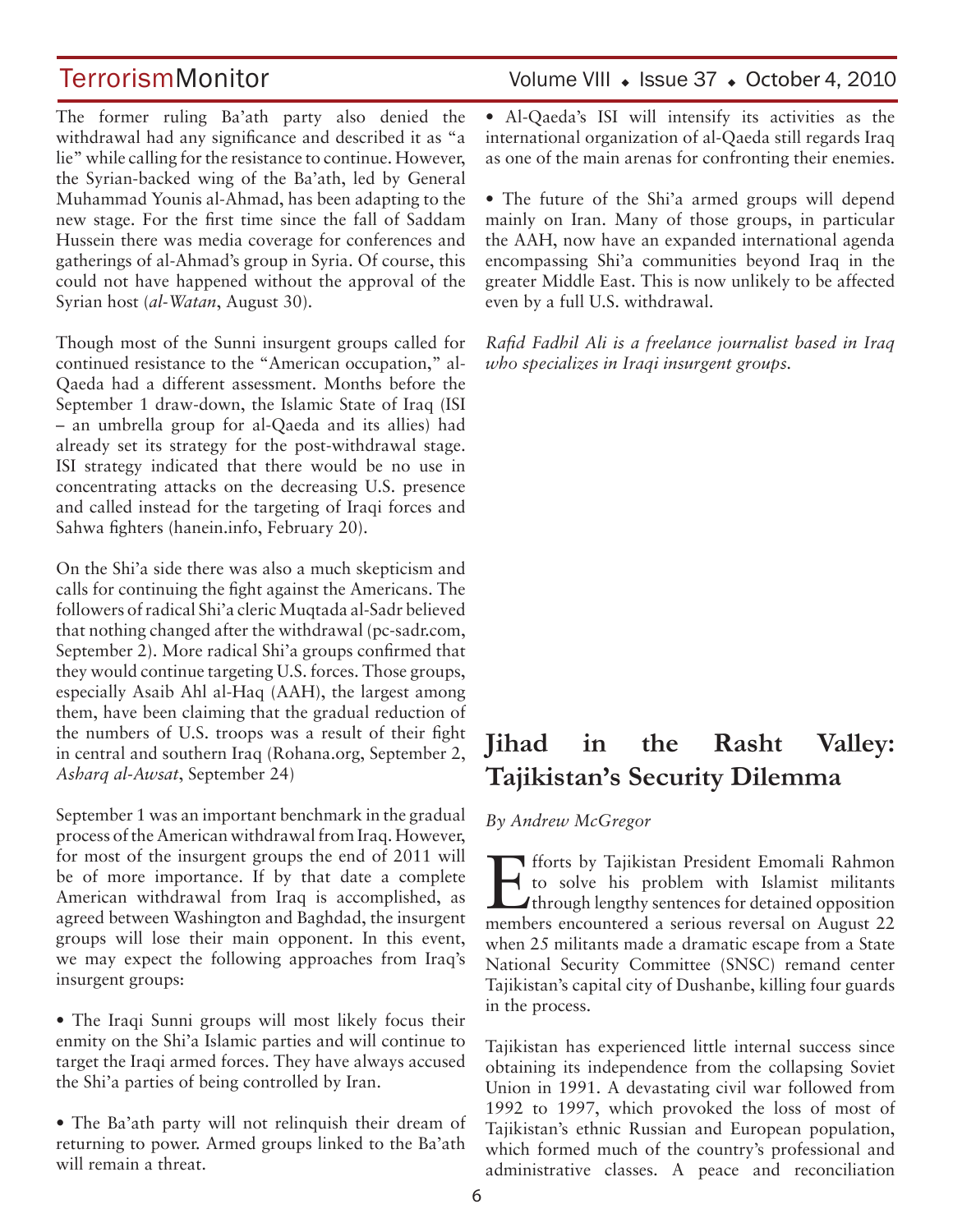The former ruling Ba'ath party also denied the withdrawal had any significance and described it as "a lie" while calling for the resistance to continue. However, the Syrian-backed wing of the Ba'ath, led by General Muhammad Younis al-Ahmad, has been adapting to the new stage. For the first time since the fall of Saddam Hussein there was media coverage for conferences and gatherings of al-Ahmad's group in Syria. Of course, this could not have happened without the approval of the Syrian host (*al-Watan*, August 30).

Though most of the Sunni insurgent groups called for continued resistance to the "American occupation," al-Qaeda had a different assessment. Months before the September 1 draw-down, the Islamic State of Iraq (ISI – an umbrella group for al-Qaeda and its allies) had already set its strategy for the post-withdrawal stage. ISI strategy indicated that there would be no use in concentrating attacks on the decreasing U.S. presence and called instead for the targeting of Iraqi forces and Sahwa fighters (hanein.info, February 20).

On the Shi'a side there was also a much skepticism and calls for continuing the fight against the Americans. The followers of radical Shi'a cleric Muqtada al-Sadr believed that nothing changed after the withdrawal (pc-sadr.com, September 2). More radical Shi'a groups confirmed that they would continue targeting U.S. forces. Those groups, especially Asaib Ahl al-Haq (AAH), the largest among them, have been claiming that the gradual reduction of the numbers of U.S. troops was a result of their fight in central and southern Iraq (Rohana.org, September 2, *Asharq al-Awsat*, September 24)

September 1 was an important benchmark in the gradual process of the American withdrawal from Iraq. However, for most of the insurgent groups the end of 2011 will be of more importance. If by that date a complete American withdrawal from Iraq is accomplished, as agreed between Washington and Baghdad, the insurgent groups will lose their main opponent. In this event, we may expect the following approaches from Iraq's insurgent groups:

- The Iraqi Sunni groups will most likely focus their enmity on the Shi'a Islamic parties and will continue to target the Iraqi armed forces. They have always accused the Shi'a parties of being controlled by Iran.

- The Ba'ath party will not relinquish their dream of returning to power. Armed groups linked to the Ba'ath will remain a threat.

- Al-Qaeda's ISI will intensify its activities as the international organization of al-Qaeda still regards Iraq as one of the main arenas for confronting their enemies.

- The future of the Shi'a armed groups will depend mainly on Iran. Many of those groups, in particular the AAH, now have an expanded international agenda encompassing Shi'a communities beyond Iraq in the greater Middle East. This is now unlikely to be affected even by a full U.S. withdrawal.

*Rafid Fadhil Ali is a freelance journalist based in Iraq who specializes in Iraqi insurgent groups.*

# Jihad in the Rasht Valley: Tajikistan's Security Dilemma

*By Andrew McGregor*

Efforts by Tajikistan President Emomali Rahmon to solve his problem with Islamist militants through lengthy sentences for detained opposition members encountered a serious reversal on August 22 when 25 militants made a dramatic escape from a State National Security Committee (SNSC) remand center Tajikistan's capital city of Dushanbe, killing four guards in the process.

Tajikistan has experienced little internal success since obtaining its independence from the collapsing Soviet Union in 1991. A devastating civil war followed from 1992 to 1997, which provoked the loss of most of Tajikistan's ethnic Russian and European population, which formed much of the country's professional and administrative classes. A peace and reconciliation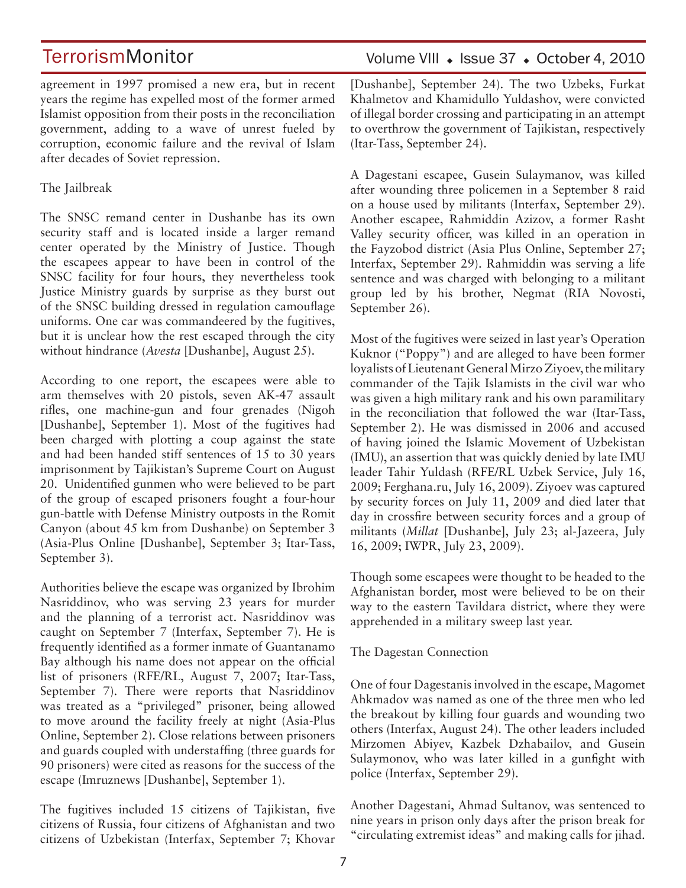agreement in 1997 promised a new era, but in recent years the regime has expelled most of the former armed Islamist opposition from their posts in the reconciliation government, adding to a wave of unrest fueled by corruption, economic failure and the revival of Islam after decades of Soviet repression.

## The Jailbreak

The SNSC remand center in Dushanbe has its own security staff and is located inside a larger remand center operated by the Ministry of Justice. Though the escapees appear to have been in control of the SNSC facility for four hours, they nevertheless took Justice Ministry guards by surprise as they burst out of the SNSC building dressed in regulation camouflage uniforms. One car was commandeered by the fugitives, but it is unclear how the rest escaped through the city without hindrance (*Avesta* [Dushanbe], August 25).

According to one report, the escapees were able to arm themselves with 20 pistols, seven AK-47 assault rifles, one machine-gun and four grenades (Nigoh [Dushanbe], September 1). Most of the fugitives had been charged with plotting a coup against the state and had been handed stiff sentences of 15 to 30 years imprisonment by Tajikistan's Supreme Court on August 20. Unidentified gunmen who were believed to be part of the group of escaped prisoners fought a four-hour gun-battle with Defense Ministry outposts in the Romit Canyon (about 45 km from Dushanbe) on September 3 (Asia-Plus Online [Dushanbe], September 3; Itar-Tass, September 3).

Authorities believe the escape was organized by Ibrohim Nasriddinov, who was serving 23 years for murder and the planning of a terrorist act. Nasriddinov was caught on September 7 (Interfax, September 7). He is frequently identified as a former inmate of Guantanamo Bay although his name does not appear on the official list of prisoners (RFE/RL, August 7, 2007; Itar-Tass, September 7). There were reports that Nasriddinov was treated as a "privileged" prisoner, being allowed to move around the facility freely at night (Asia-Plus Online, September 2). Close relations between prisoners and guards coupled with understaffing (three guards for 90 prisoners) were cited as reasons for the success of the escape (Imruznews [Dushanbe], September 1).

The fugitives included 15 citizens of Tajikistan, five citizens of Russia, four citizens of Afghanistan and two citizens of Uzbekistan (Interfax, September 7; Khovar [Dushanbe], September 24). The two Uzbeks, Furkat Khalmetov and Khamidullo Yuldashov, were convicted of illegal border crossing and participating in an attempt to overthrow the government of Tajikistan, respectively (Itar-Tass, September 24).

A Dagestani escapee, Gusein Sulaymanov, was killed after wounding three policemen in a September 8 raid on a house used by militants (Interfax, September 29). Another escapee, Rahmiddin Azizov, a former Rasht Valley security officer, was killed in an operation in the Fayzobod district (Asia Plus Online, September 27; Interfax, September 29). Rahmiddin was serving a life sentence and was charged with belonging to a militant group led by his brother, Negmat (RIA Novosti, September 26).

Most of the fugitives were seized in last year's Operation Kuknor ("Poppy") and are alleged to have been former loyalists of Lieutenant General Mirzo Ziyoev, the military commander of the Tajik Islamists in the civil war who was given a high military rank and his own paramilitary in the reconciliation that followed the war (Itar-Tass, September 2). He was dismissed in 2006 and accused of having joined the Islamic Movement of Uzbekistan (IMU), an assertion that was quickly denied by late IMU leader Tahir Yuldash (RFE/RL Uzbek Service, July 16, 2009; Ferghana.ru, July 16, 2009). Ziyoev was captured by security forces on July 11, 2009 and died later that day in crossfire between security forces and a group of militants (*Millat* [Dushanbe], July 23; al-Jazeera, July 16, 2009; IWPR, July 23, 2009).

Though some escapees were thought to be headed to the Afghanistan border, most were believed to be on their way to the eastern Tavildara district, where they were apprehended in a military sweep last year.

## The Dagestan Connection

One of four Dagestanis involved in the escape, Magomet Ahkmadov was named as one of the three men who led the breakout by killing four guards and wounding two others (Interfax, August 24). The other leaders included Mirzomen Abiyev, Kazbek Dzhabailov, and Gusein Sulaymonov, who was later killed in a gunfight with police (Interfax, September 29).

Another Dagestani, Ahmad Sultanov, was sentenced to nine years in prison only days after the prison break for "circulating extremist ideas" and making calls for jihad.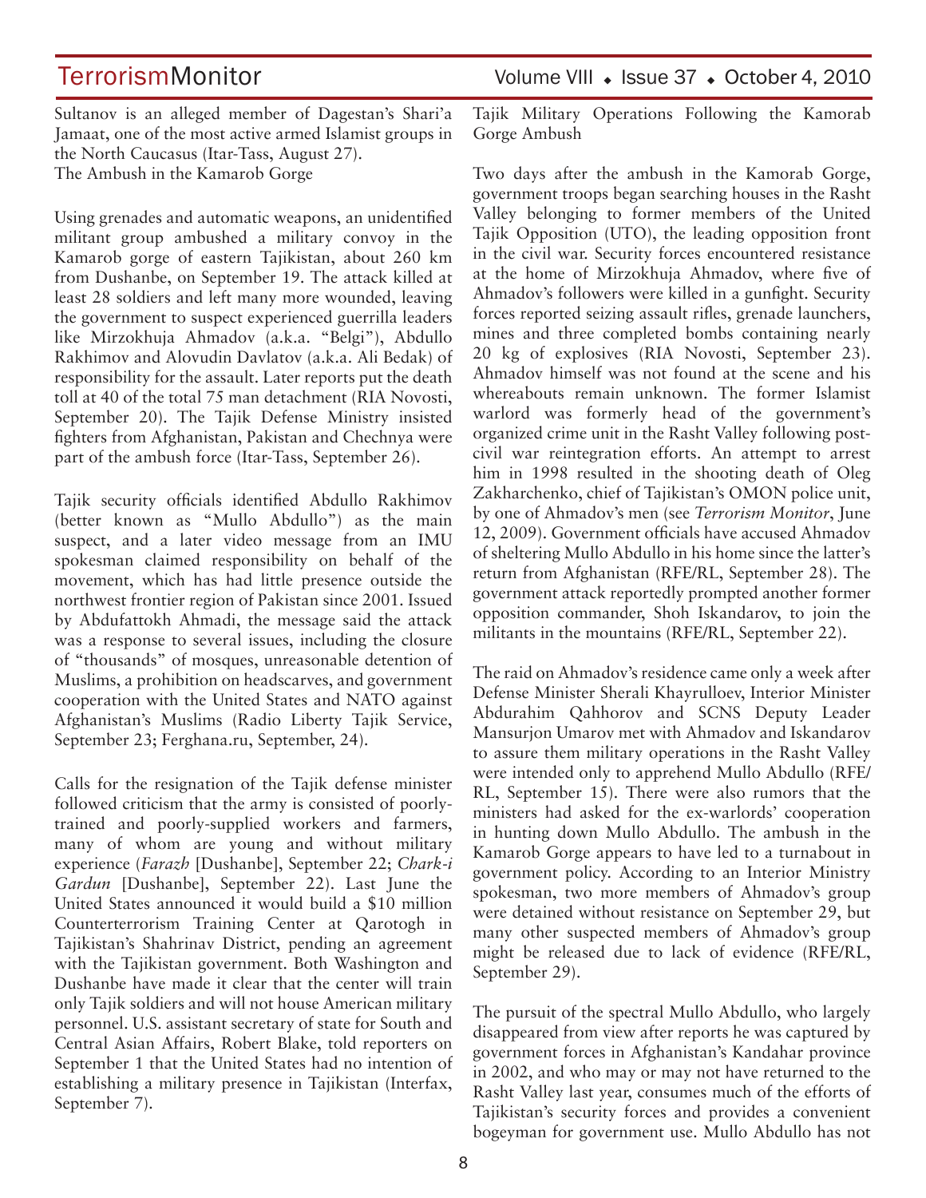Sultanov is an alleged member of Dagestan's Shari'a Jamaat, one of the most active armed Islamist groups in the North Caucasus (Itar-Tass, August 27).

## The Ambush in the Kamarob Gorge

Using grenades and automatic weapons, an unidentified militant group ambushed a military convoy in the Kamarob gorge of eastern Tajikistan, about 260 km from Dushanbe, on September 19. The attack killed at least 28 soldiers and left many more wounded, leaving the government to suspect experienced guerrilla leaders like Mirzokhuja Ahmadov (a.k.a. "Belgi"), Abdullo Rakhimov and Alovudin Davlatov (a.k.a. Ali Bedak) of responsibility for the assault. Later reports put the death toll at 40 of the total 75 man detachment (RIA Novosti, September 20). The Tajik Defense Ministry insisted fighters from Afghanistan, Pakistan and Chechnya were part of the ambush force (Itar-Tass, September 26).

Tajik security officials identified Abdullo Rakhimov (better known as "Mullo Abdullo") as the main suspect, and a later video message from an IMU spokesman claimed responsibility on behalf of the movement, which has had little presence outside the northwest frontier region of Pakistan since 2001. Issued by Abdufattokh Ahmadi, the message said the attack was a response to several issues, including the closure of "thousands" of mosques, unreasonable detention of Muslims, a prohibition on headscarves, and government cooperation with the United States and NATO against Afghanistan's Muslims (Radio Liberty Tajik Service, September 23; Ferghana.ru, September, 24).

Calls for the resignation of the Tajik defense minister followed criticism that the army is consisted of poorly-trained and poorly-supplied workers and farmers, many of whom are young and without military experience (*Farazh* [Dushanbe], September 22; *Chark-i Gardun* [Dushanbe], September 22). Last June the United States announced it would build a $10 million Counterterrorism Training Center at Qarotogh in Tajikistan's Shahrinav District, pending an agreement with the Tajikistan government. Both Washington and Dushanbe have made it clear that the center will train only Tajik soldiers and will not house American military personnel. U.S. assistant secretary of state for South and Central Asian Affairs, Robert Blake, told reporters on September 1 that the United States had no intention of establishing a military presence in Tajikistan (Interfax, September 7).

## Tajik Military Operations Following the Kamorab Gorge Ambush

Two days after the ambush in the Kamorab Gorge, government troops began searching houses in the Rasht Valley belonging to former members of the United Tajik Opposition (UTO), the leading opposition front in the civil war. Security forces encountered resistance at the home of Mirzokhuja Ahmadov, where five of Ahmadov's followers were killed in a gunfight. Security forces reported seizing assault rifles, grenade launchers, mines and three completed bombs containing nearly 20 kg of explosives (RIA Novosti, September 23). Ahmadov himself was not found at the scene and his whereabouts remain unknown. The former Islamist warlord was formerly head of the government's organized crime unit in the Rasht Valley following post-civil war reintegration efforts. An attempt to arrest him in 1998 resulted in the shooting death of Oleg Zakharchenko, chief of Tajikistan's OMON police unit, by one of Ahmadov's men (see *Terrorism Monitor*, June 12, 2009). Government officials have accused Ahmadov of sheltering Mullo Abdullo in his home since the latter's return from Afghanistan (RFE/RL, September 28). The government attack reportedly prompted another former opposition commander, Shoh Iskandarov, to join the militants in the mountains (RFE/RL, September 22).

The raid on Ahmadov's residence came only a week after Defense Minister Sherali Khayrulloev, Interior Minister Abdurahim Qahhorov and SCNS Deputy Leader Mansurjon Umarov met with Ahmadov and Iskandarov to assure them military operations in the Rasht Valley were intended only to apprehend Mullo Abdullo (RFE/RL, September 15). There were also rumors that the ministers had asked for the ex-warlords' cooperation in hunting down Mullo Abdullo. The ambush in the Kamarob Gorge appears to have led to a turnabout in government policy. According to an Interior Ministry spokesman, two more members of Ahmadov's group were detained without resistance on September 29, but many other suspected members of Ahmadov's group might be released due to lack of evidence (RFE/RL, September 29).

The pursuit of the spectral Mullo Abdullo, who largely disappeared from view after reports he was captured by government forces in Afghanistan's Kandahar province in 2002, and who may or may not have returned to the Rasht Valley last year, consumes much of the efforts of Tajikistan's security forces and provides a convenient bogeyman for government use. Mullo Abdullo has not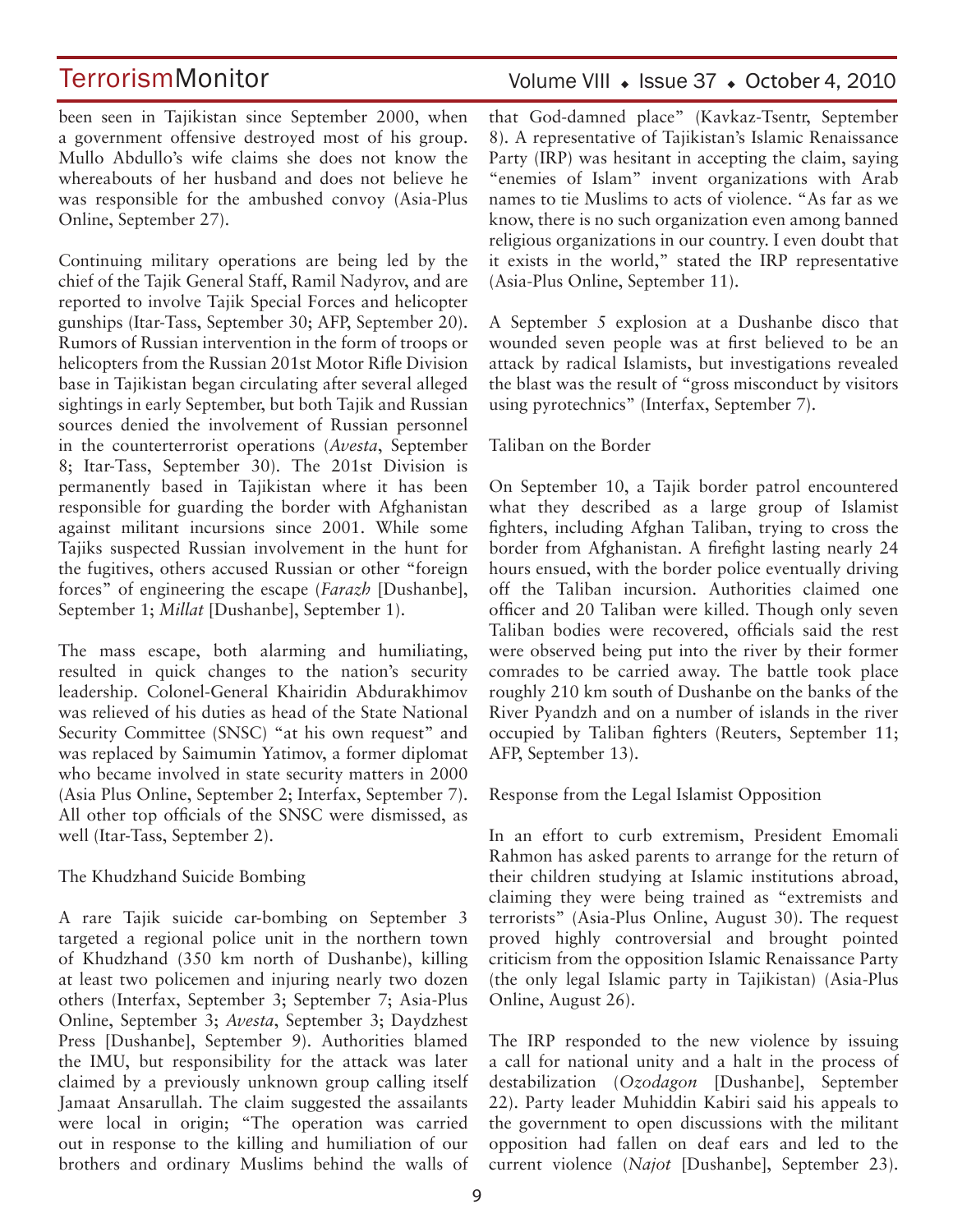been seen in Tajikistan since September 2000, when a government offensive destroyed most of his group. Mullo Abdullo's wife claims she does not know the whereabouts of her husband and does not believe he was responsible for the ambushed convoy (Asia-Plus Online, September 27).

Continuing military operations are being led by the chief of the Tajik General Staff, Ramil Nadyrov, and are reported to involve Tajik Special Forces and helicopter gunships (Itar-Tass, September 30; AFP, September 20). Rumors of Russian intervention in the form of troops or helicopters from the Russian 201st Motor Rifle Division base in Tajikistan began circulating after several alleged sightings in early September, but both Tajik and Russian sources denied the involvement of Russian personnel in the counterterrorist operations (*Avesta*, September 8; Itar-Tass, September 30). The 201st Division is permanently based in Tajikistan where it has been responsible for guarding the border with Afghanistan against militant incursions since 2001. While some Tajiks suspected Russian involvement in the hunt for the fugitives, others accused Russian or other "foreign forces" of engineering the escape (*Farazh* [Dushanbe], September 1; *Millat* [Dushanbe], September 1).

The mass escape, both alarming and humiliating, resulted in quick changes to the nation's security leadership. Colonel-General Khairidin Abdurakhimov was relieved of his duties as head of the State National Security Committee (SNSC) "at his own request" and was replaced by Saimumin Yatimov, a former diplomat who became involved in state security matters in 2000 (Asia Plus Online, September 2; Interfax, September 7). All other top officials of the SNSC were dismissed, as well (Itar-Tass, September 2).

## The Khudzhand Suicide Bombing

A rare Tajik suicide car-bombing on September 3 targeted a regional police unit in the northern town of Khudzhand (350 km north of Dushanbe), killing at least two policemen and injuring nearly two dozen others (Interfax, September 3; September 7; Asia-Plus Online, September 3; *Avesta*, September 3; Daydzhest Press [Dushanbe], September 9). Authorities blamed the IMU, but responsibility for the attack was later claimed by a previously unknown group calling itself Jamaat Ansarullah. The claim suggested the assailants were local in origin; "The operation was carried out in response to the killing and humiliation of our brothers and ordinary Muslims behind the walls of that God-damned place" (Kavkaz-Tsentr, September 8). A representative of Tajikistan's Islamic Renaissance Party (IRP) was hesitant in accepting the claim, saying "enemies of Islam" invent organizations with Arab names to tie Muslims to acts of violence. "As far as we know, there is no such organization even among banned religious organizations in our country. I even doubt that it exists in the world," stated the IRP representative (Asia-Plus Online, September 11).

A September 5 explosion at a Dushanbe disco that wounded seven people was at first believed to be an attack by radical Islamists, but investigations revealed the blast was the result of "gross misconduct by visitors using pyrotechnics" (Interfax, September 7).

## Taliban on the Border

On September 10, a Tajik border patrol encountered what they described as a large group of Islamist fighters, including Afghan Taliban, trying to cross the border from Afghanistan. A firefight lasting nearly 24 hours ensued, with the border police eventually driving off the Taliban incursion. Authorities claimed one officer and 20 Taliban were killed. Though only seven Taliban bodies were recovered, officials said the rest were observed being put into the river by their former comrades to be carried away. The battle took place roughly 210 km south of Dushanbe on the banks of the River Pyandzh and on a number of islands in the river occupied by Taliban fighters (Reuters, September 11; AFP, September 13).

## Response from the Legal Islamist Opposition

In an effort to curb extremism, President Emomali Rahmon has asked parents to arrange for the return of their children studying at Islamic institutions abroad, claiming they were being trained as "extremists and terrorists" (Asia-Plus Online, August 30). The request proved highly controversial and brought pointed criticism from the opposition Islamic Renaissance Party (the only legal Islamic party in Tajikistan) (Asia-Plus Online, August 26).

The IRP responded to the new violence by issuing a call for national unity and a halt in the process of destabilization (*Ozodagon* [Dushanbe], September 22). Party leader Muhiddin Kabiri said his appeals to the government to open discussions with the militant opposition had fallen on deaf ears and led to the current violence (*Najot* [Dushanbe], September 23).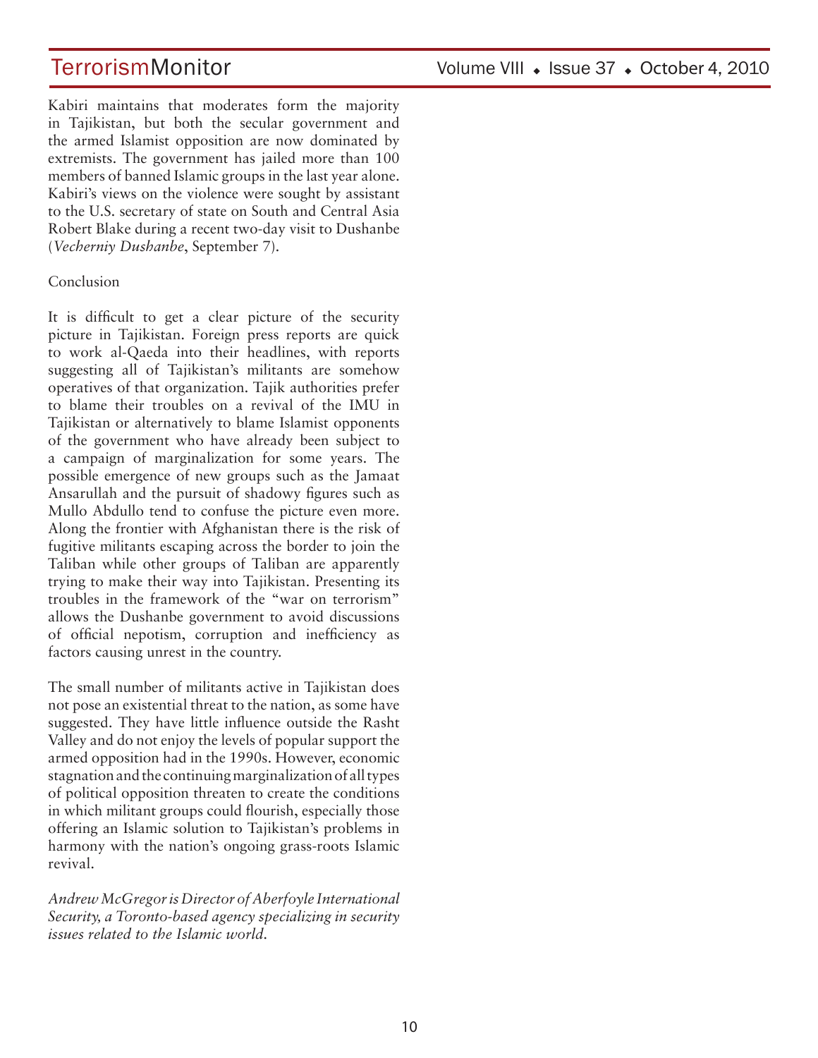Kabiri maintains that moderates form the majority in Tajikistan, but both the secular government and the armed Islamist opposition are now dominated by extremists. The government has jailed more than 100 members of banned Islamic groups in the last year alone. Kabiri's views on the violence were sought by assistant to the U.S. secretary of state on South and Central Asia Robert Blake during a recent two-day visit to Dushanbe (*Vecherniy Dushanbe*, September 7).

## Conclusion

It is difficult to get a clear picture of the security picture in Tajikistan. Foreign press reports are quick to work al-Qaeda into their headlines, with reports suggesting all of Tajikistan's militants are somehow operatives of that organization. Tajik authorities prefer to blame their troubles on a revival of the IMU in Tajikistan or alternatively to blame Islamist opponents of the government who have already been subject to a campaign of marginalization for some years. The possible emergence of new groups such as the Jamaat Ansarullah and the pursuit of shadowy figures such as Mullo Abdullo tend to confuse the picture even more. Along the frontier with Afghanistan there is the risk of fugitive militants escaping across the border to join the Taliban while other groups of Taliban are apparently trying to make their way into Tajikistan. Presenting its troubles in the framework of the "war on terrorism" allows the Dushanbe government to avoid discussions of official nepotism, corruption and inefficiency as factors causing unrest in the country.

The small number of militants active in Tajikistan does not pose an existential threat to the nation, as some have suggested. They have little influence outside the Rasht Valley and do not enjoy the levels of popular support the armed opposition had in the 1990s. However, economic stagnation and the continuing marginalization of all types of political opposition threaten to create the conditions in which militant groups could flourish, especially those offering an Islamic solution to Tajikistan's problems in harmony with the nation's ongoing grass-roots Islamic revival.

*Andrew McGregor is Director of Aberfoyle International Security, a Toronto-based agency specializing in security issues related to the Islamic world.*